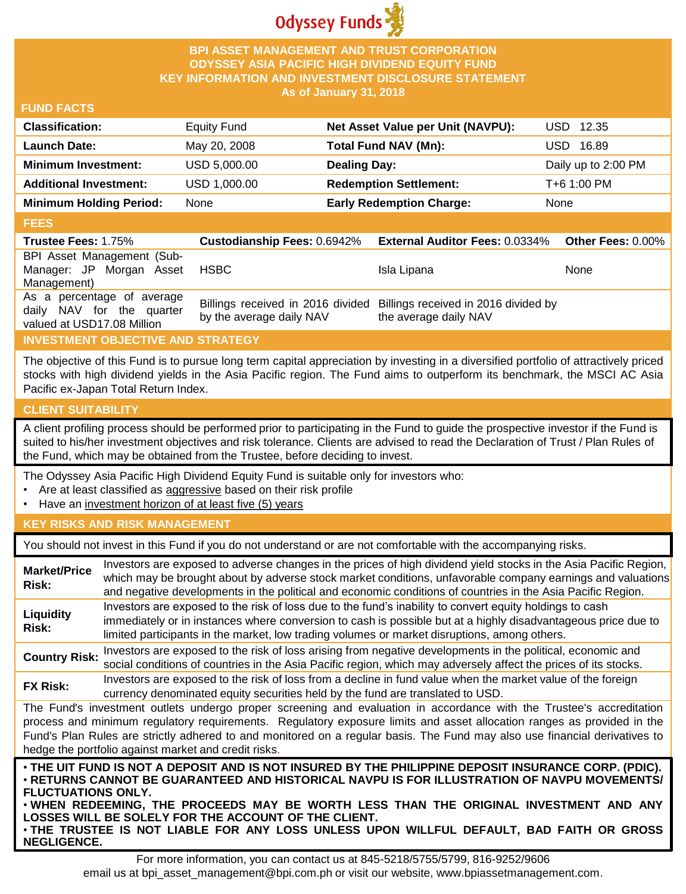Odyssey Funds

# BPI ASSET MANAGEMENT AND TRUST CORPORATION
# ODYSSEY ASIA PACIFIC HIGH DIVIDEND EQUITY FUND
## KEY INFORMATION AND INVESTMENT DISCLOSURE STATEMENT
As of January 31, 2018

## FUND FACTS

| | | | |
|---|---|---|---|
| **Classification:** | Equity Fund | **Net Asset Value per Unit (NAVPU):** | USD 12.35 |
| **Launch Date:** | May 20, 2008 | **Total Fund NAV (Mn):** | USD 16.89 |
| **Minimum Investment:** | USD 5,000.00 | **Dealing Day:** | Daily up to 2:00 PM |
| **Additional Investment:** | USD 1,000.00 | **Redemption Settlement:** | T+6 1:00 PM |
| **Minimum Holding Period:** | None | **Early Redemption Charge:** | None |

## FEES

| **Trustee Fees:** 1.75% | **Custodianship Fees:** 0.6942% | **External Auditor Fees:** 0.0334% | **Other Fees:** 0.00% |
|---|---|---|---|
| BPI Asset Management (Sub-Manager: JP Morgan Asset Management) | HSBC | Isla Lipana | None |
| As a percentage of average daily NAV for the quarter valued at USD17.08 Million | Billings received in 2016 divided by the average daily NAV | Billings received in 2016 divided by the average daily NAV | |

## INVESTMENT OBJECTIVE AND STRATEGY

The objective of this Fund is to pursue long term capital appreciation by investing in a diversified portfolio of attractively priced stocks with high dividend yields in the Asia Pacific region. The Fund aims to outperform its benchmark, the MSCI AC Asia Pacific ex-Japan Total Return Index.

## CLIENT SUITABILITY

A client profiling process should be performed prior to participating in the Fund to guide the prospective investor if the Fund is suited to his/her investment objectives and risk tolerance. Clients are advised to read the Declaration of Trust / Plan Rules of the Fund, which may be obtained from the Trustee, before deciding to invest.

The Odyssey Asia Pacific High Dividend Equity Fund is suitable only for investors who:

- Are at least classified as aggressive based on their risk profile
- Have an investment horizon of at least five (5) years

## KEY RISKS AND RISK MANAGEMENT

You should not invest in this Fund if you do not understand or are not comfortable with the accompanying risks.

| | |
|---|---|
| **Market/Price Risk:** | Investors are exposed to adverse changes in the prices of high dividend yield stocks in the Asia Pacific Region, which may be brought about by adverse stock market conditions, unfavorable company earnings and valuations and negative developments in the political and economic conditions of countries in the Asia Pacific Region. |
| **Liquidity Risk:** | Investors are exposed to the risk of loss due to the fund's inability to convert equity holdings to cash immediately or in instances where conversion to cash is possible but at a highly disadvantageous price due to limited participants in the market, low trading volumes or market disruptions, among others. |
| **Country Risk:** | Investors are exposed to the risk of loss arising from negative developments in the political, economic and social conditions of countries in the Asia Pacific region, which may adversely affect the prices of its stocks. |
| **FX Risk:** | Investors are exposed to the risk of loss from a decline in fund value when the market value of the foreign currency denominated equity securities held by the fund are translated to USD. |

The Fund's investment outlets undergo proper screening and evaluation in accordance with the Trustee's accreditation process and minimum regulatory requirements. Regulatory exposure limits and asset allocation ranges as provided in the Fund's Plan Rules are strictly adhered to and monitored on a regular basis. The Fund may also use financial derivatives to hedge the portfolio against market and credit risks.

**• THE UIT FUND IS NOT A DEPOSIT AND IS NOT INSURED BY THE PHILIPPINE DEPOSIT INSURANCE CORP. (PDIC).**
**• RETURNS CANNOT BE GUARANTEED AND HISTORICAL NAVPU IS FOR ILLUSTRATION OF NAVPU MOVEMENTS/ FLUCTUATIONS ONLY.**
**• WHEN REDEEMING, THE PROCEEDS MAY BE WORTH LESS THAN THE ORIGINAL INVESTMENT AND ANY LOSSES WILL BE SOLELY FOR THE ACCOUNT OF THE CLIENT.**
**• THE TRUSTEE IS NOT LIABLE FOR ANY LOSS UNLESS UPON WILLFUL DEFAULT, BAD FAITH OR GROSS NEGLIGENCE.**

For more information, you can contact us at 845-5218/5755/5799, 816-9252/9606
email us at bpi_asset_management@bpi.com.ph or visit our website, www.bpiassetmanagement.com.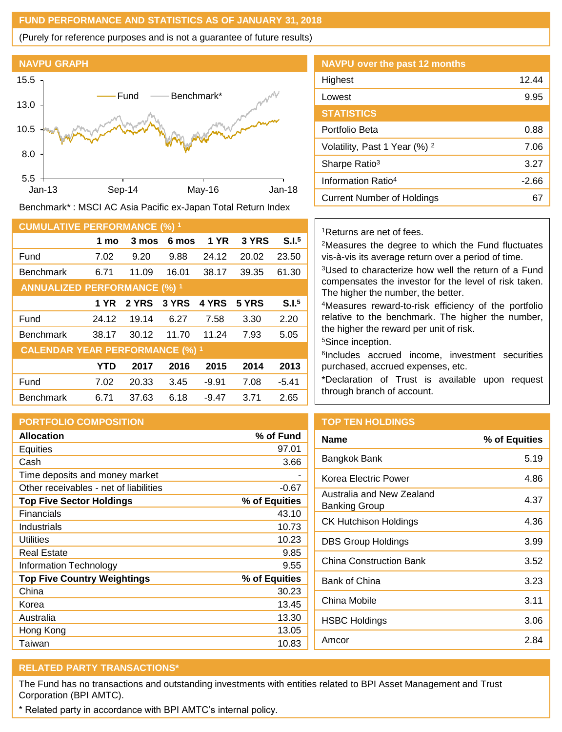## FUND PERFORMANCE AND STATISTICS AS OF JANUARY 31, 2018

(Purely for reference purposes and is not a guarantee of future results)

### NAVPU GRAPH

Benchmark* : MSCI AC Asia Pacific ex-Japan Total Return Index

### NAVPU over the past 12 months

| | |
|---|---|
| Highest | 12.44 |
| Lowest | 9.95 |

### STATISTICS

| | |
|---|---|
| Portfolio Beta | 0.88 |
| Volatility, Past 1 Year (%) [2] | 7.06 |
| Sharpe Ratio[3] | 3.27 |
| Information Ratio[4] | -2.66 |
| Current Number of Holdings | 67 |

### CUMULATIVE PERFORMANCE (%) [1]

| | 1 mo | 3 mos | 6 mos | 1 YR | 3 YRS | S.I.[5] |
|---|---|---|---|---|---|---|
| Fund | 7.02 | 9.20 | 9.88 | 24.12 | 20.02 | 23.50 |
| Benchmark | 6.71 | 11.09 | 16.01 | 38.17 | 39.35 | 61.30 |

### ANNUALIZED PERFORMANCE (%) [1]

| | 1 YR | 2 YRS | 3 YRS | 4 YRS | 5 YRS | S.I.[5] |
|---|---|---|---|---|---|---|
| Fund | 24.12 | 19.14 | 6.27 | 7.58 | 3.30 | 2.20 |
| Benchmark | 38.17 | 30.12 | 11.70 | 11.24 | 7.93 | 5.05 |

### CALENDAR YEAR PERFORMANCE (%) [1]

| | YTD | 2017 | 2016 | 2015 | 2014 | 2013 |
|---|---|---|---|---|---|---|
| Fund | 7.02 | 20.33 | 3.45 | -9.91 | 7.08 | -5.41 |
| Benchmark | 6.71 | 37.63 | 6.18 | -9.47 | 3.71 | 2.65 |

[1]Returns are net of fees.

[2]Measures the degree to which the Fund fluctuates vis-à-vis its average return over a period of time.

[3]Used to characterize how well the return of a Fund compensates the investor for the level of risk taken. The higher the number, the better.

[4]Measures reward-to-risk efficiency of the portfolio relative to the benchmark. The higher the number, the higher the reward per unit of risk.

[5]Since inception.

[6]Includes accrued income, investment securities purchased, accrued expenses, etc.

*Declaration of Trust is available upon request through branch of account.

### PORTFOLIO COMPOSITION

| Allocation | % of Fund |
|---|---|
| Equities | 97.01 |
| Cash | 3.66 |
| Time deposits and money market | - |
| Other receivables - net of liabilities | -0.67 |
| **Top Five Sector Holdings** | **% of Equities** |
| Financials | 43.10 |
| Industrials | 10.73 |
| Utilities | 10.23 |
| Real Estate | 9.85 |
| Information Technology | 9.55 |
| **Top Five Country Weightings** | **% of Equities** |
| China | 30.23 |
| Korea | 13.45 |
| Australia | 13.30 |
| Hong Kong | 13.05 |
| Taiwan | 10.83 |

### TOP TEN HOLDINGS

| Name | % of Equities |
|---|---|
| Bangkok Bank | 5.19 |
| Korea Electric Power | 4.86 |
| Australia and New Zealand Banking Group | 4.37 |
| CK Hutchison Holdings | 4.36 |
| DBS Group Holdings | 3.99 |
| China Construction Bank | 3.52 |
| Bank of China | 3.23 |
| China Mobile | 3.11 |
| HSBC Holdings | 3.06 |
| Amcor | 2.84 |

### RELATED PARTY TRANSACTIONS*

The Fund has no transactions and outstanding investments with entities related to BPI Asset Management and Trust Corporation (BPI AMTC).

* Related party in accordance with BPI AMTC's internal policy.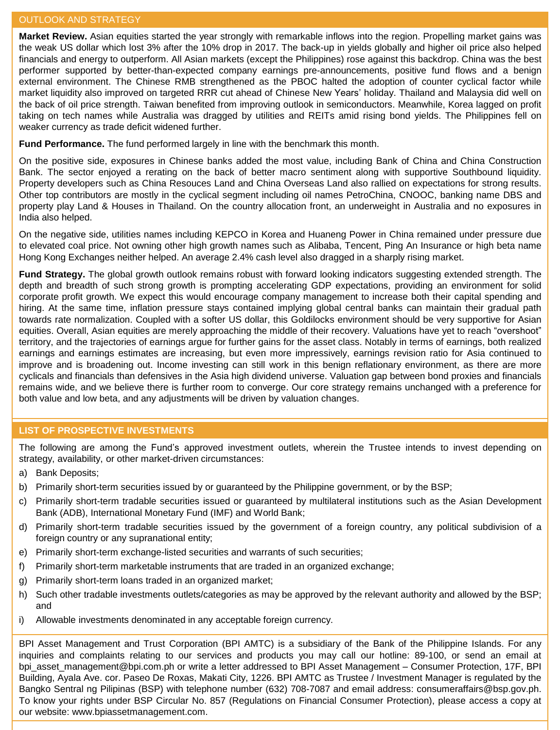## OUTLOOK AND STRATEGY

**Market Review.** Asian equities started the year strongly with remarkable inflows into the region. Propelling market gains was the weak US dollar which lost 3% after the 10% drop in 2017. The back-up in yields globally and higher oil price also helped financials and energy to outperform. All Asian markets (except the Philippines) rose against this backdrop. China was the best performer supported by better-than-expected company earnings pre-announcements, positive fund flows and a benign external environment. The Chinese RMB strengthened as the PBOC halted the adoption of counter cyclical factor while market liquidity also improved on targeted RRR cut ahead of Chinese New Years' holiday. Thailand and Malaysia did well on the back of oil price strength. Taiwan benefited from improving outlook in semiconductors. Meanwhile, Korea lagged on profit taking on tech names while Australia was dragged by utilities and REITs amid rising bond yields. The Philippines fell on weaker currency as trade deficit widened further.

**Fund Performance.** The fund performed largely in line with the benchmark this month.

On the positive side, exposures in Chinese banks added the most value, including Bank of China and China Construction Bank. The sector enjoyed a rerating on the back of better macro sentiment along with supportive Southbound liquidity. Property developers such as China Resouces Land and China Overseas Land also rallied on expectations for strong results. Other top contributors are mostly in the cyclical segment including oil names PetroChina, CNOOC, banking name DBS and property play Land & Houses in Thailand. On the country allocation front, an underweight in Australia and no exposures in India also helped.

On the negative side, utilities names including KEPCO in Korea and Huaneng Power in China remained under pressure due to elevated coal price. Not owning other high growth names such as Alibaba, Tencent, Ping An Insurance or high beta name Hong Kong Exchanges neither helped. An average 2.4% cash level also dragged in a sharply rising market.

**Fund Strategy.** The global growth outlook remains robust with forward looking indicators suggesting extended strength. The depth and breadth of such strong growth is prompting accelerating GDP expectations, providing an environment for solid corporate profit growth. We expect this would encourage company management to increase both their capital spending and hiring. At the same time, inflation pressure stays contained implying global central banks can maintain their gradual path towards rate normalization. Coupled with a softer US dollar, this Goldilocks environment should be very supportive for Asian equities. Overall, Asian equities are merely approaching the middle of their recovery. Valuations have yet to reach "overshoot" territory, and the trajectories of earnings argue for further gains for the asset class. Notably in terms of earnings, both realized earnings and earnings estimates are increasing, but even more impressively, earnings revision ratio for Asia continued to improve and is broadening out. Income investing can still work in this benign reflationary environment, as there are more cyclicals and financials than defensives in the Asia high dividend universe. Valuation gap between bond proxies and financials remains wide, and we believe there is further room to converge. Our core strategy remains unchanged with a preference for both value and low beta, and any adjustments will be driven by valuation changes.

## LIST OF PROSPECTIVE INVESTMENTS

The following are among the Fund's approved investment outlets, wherein the Trustee intends to invest depending on strategy, availability, or other market-driven circumstances:

a) Bank Deposits;
b) Primarily short-term securities issued by or guaranteed by the Philippine government, or by the BSP;
c) Primarily short-term tradable securities issued or guaranteed by multilateral institutions such as the Asian Development Bank (ADB), International Monetary Fund (IMF) and World Bank;
d) Primarily short-term tradable securities issued by the government of a foreign country, any political subdivision of a foreign country or any supranational entity;
e) Primarily short-term exchange-listed securities and warrants of such securities;
f) Primarily short-term marketable instruments that are traded in an organized exchange;
g) Primarily short-term loans traded in an organized market;
h) Such other tradable investments outlets/categories as may be approved by the relevant authority and allowed by the BSP; and
i) Allowable investments denominated in any acceptable foreign currency.

BPI Asset Management and Trust Corporation (BPI AMTC) is a subsidiary of the Bank of the Philippine Islands. For any inquiries and complaints relating to our services and products you may call our hotline: 89-100, or send an email at bpi_asset_management@bpi.com.ph or write a letter addressed to BPI Asset Management – Consumer Protection, 17F, BPI Building, Ayala Ave. cor. Paseo De Roxas, Makati City, 1226. BPI AMTC as Trustee / Investment Manager is regulated by the Bangko Sentral ng Pilipinas (BSP) with telephone number (632) 708-7087 and email address: consumeraffairs@bsp.gov.ph. To know your rights under BSP Circular No. 857 (Regulations on Financial Consumer Protection), please access a copy at our website: www.bpiassetmanagement.com.